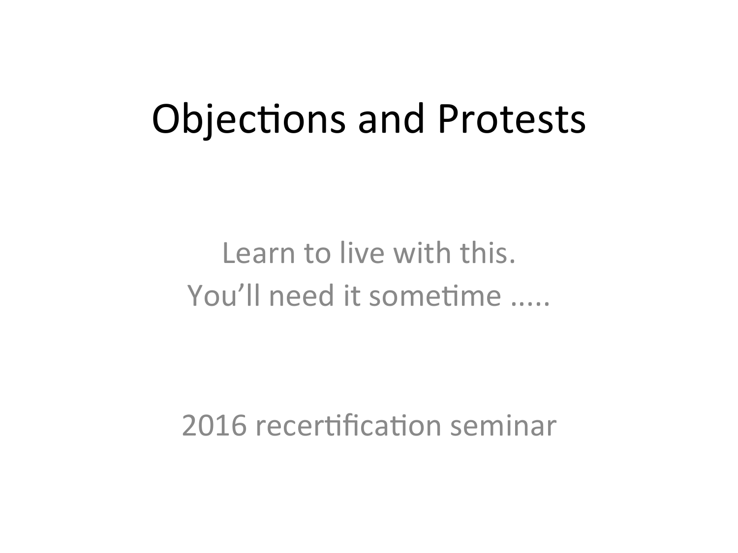# Objections and Protests

Learn to live with this.
You'll need it sometime .....

2016 recertification seminar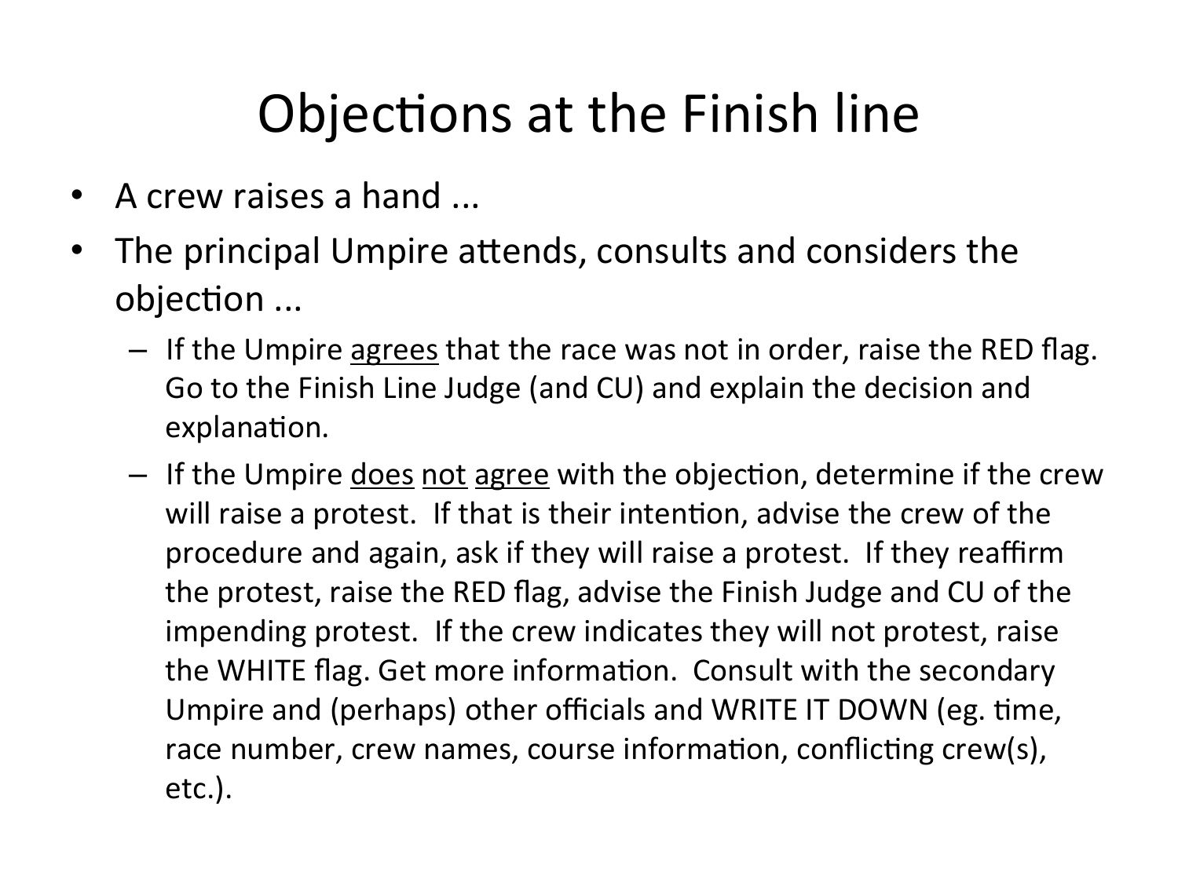# Objections at the Finish line

- A crew raises a hand ...
- The principal Umpire attends, consults and considers the objection ...
  - If the Umpire <u>agrees</u> that the race was not in order, raise the RED flag. Go to the Finish Line Judge (and CU) and explain the decision and explanation.
  - If the Umpire <u>does</u> <u>not</u> <u>agree</u> with the objection, determine if the crew will raise a protest. If that is their intention, advise the crew of the procedure and again, ask if they will raise a protest. If they reaffirm the protest, raise the RED flag, advise the Finish Judge and CU of the impending protest. If the crew indicates they will not protest, raise the WHITE flag. Get more information. Consult with the secondary Umpire and (perhaps) other officials and WRITE IT DOWN (eg. time, race number, crew names, course information, conflicting crew(s), etc.).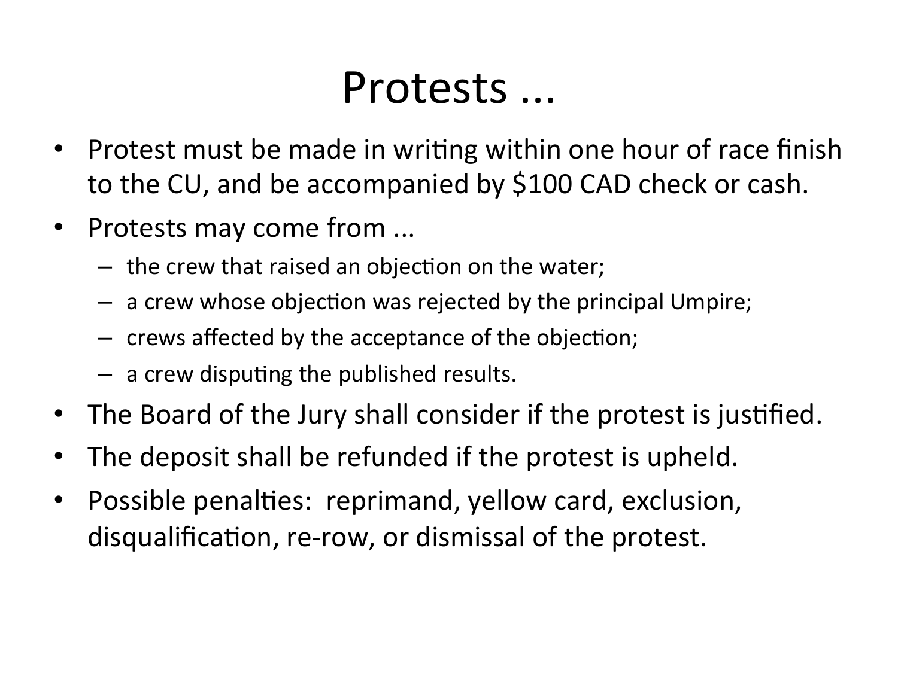# Protests ...

- Protest must be made in writing within one hour of race finish to the CU, and be accompanied by $100 CAD check or cash.
- Protests may come from ...
  - the crew that raised an objection on the water;
  - a crew whose objection was rejected by the principal Umpire;
  - crews affected by the acceptance of the objection;
  - a crew disputing the published results.
- The Board of the Jury shall consider if the protest is justified.
- The deposit shall be refunded if the protest is upheld.
- Possible penalties: reprimand, yellow card, exclusion, disqualification, re-row, or dismissal of the protest.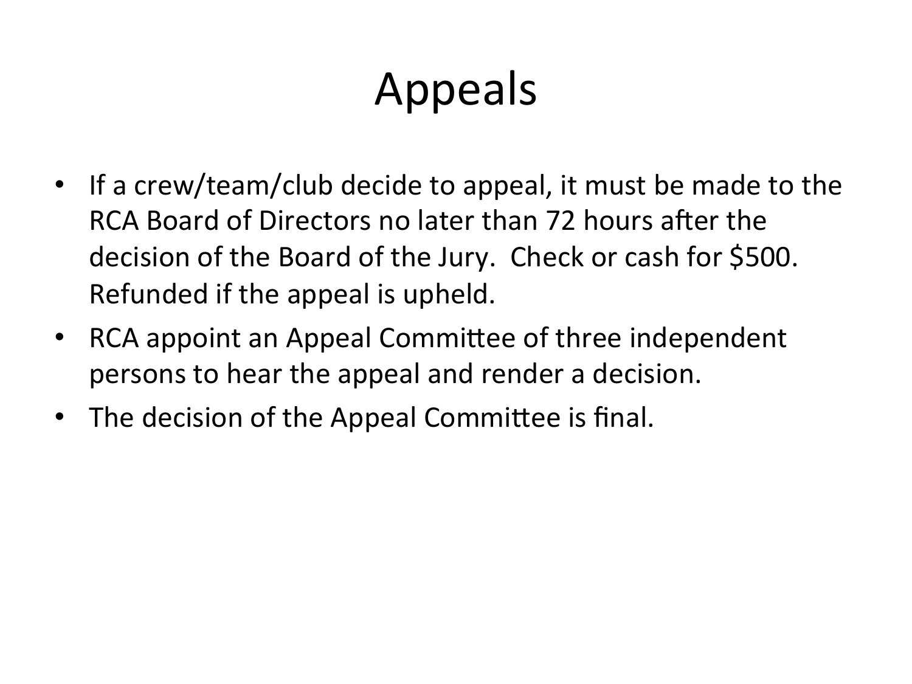# Appeals

- If a crew/team/club decide to appeal, it must be made to the RCA Board of Directors no later than 72 hours after the decision of the Board of the Jury. Check or cash for $500. Refunded if the appeal is upheld.
- RCA appoint an Appeal Committee of three independent persons to hear the appeal and render a decision.
- The decision of the Appeal Committee is final.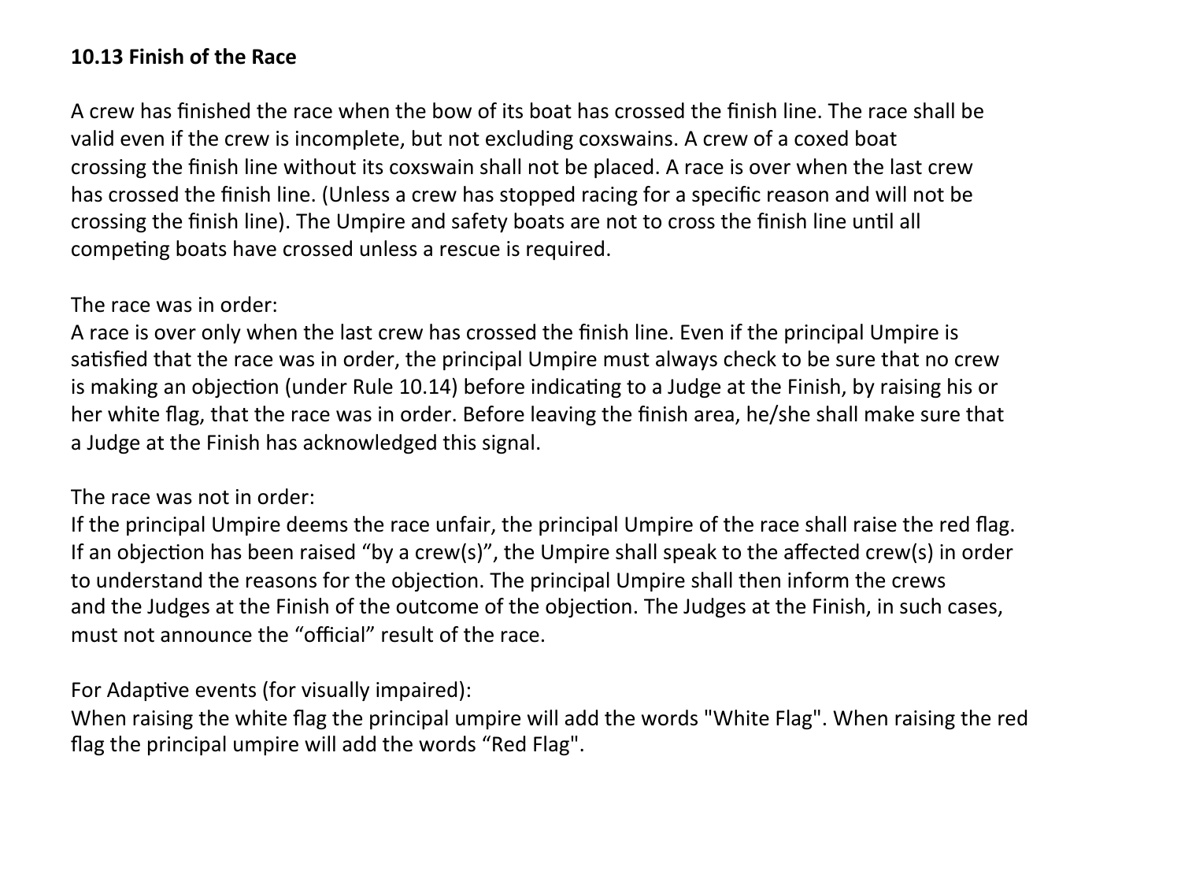**10.13 Finish of the Race**

A crew has finished the race when the bow of its boat has crossed the finish line. The race shall be valid even if the crew is incomplete, but not excluding coxswains. A crew of a coxed boat crossing the finish line without its coxswain shall not be placed. A race is over when the last crew has crossed the finish line. (Unless a crew has stopped racing for a specific reason and will not be crossing the finish line). The Umpire and safety boats are not to cross the finish line until all competing boats have crossed unless a rescue is required.

The race was in order:
A race is over only when the last crew has crossed the finish line. Even if the principal Umpire is satisfied that the race was in order, the principal Umpire must always check to be sure that no crew is making an objection (under Rule 10.14) before indicating to a Judge at the Finish, by raising his or her white flag, that the race was in order. Before leaving the finish area, he/she shall make sure that a Judge at the Finish has acknowledged this signal.

The race was not in order:
If the principal Umpire deems the race unfair, the principal Umpire of the race shall raise the red flag. If an objection has been raised "by a crew(s)", the Umpire shall speak to the affected crew(s) in order to understand the reasons for the objection. The principal Umpire shall then inform the crews and the Judges at the Finish of the outcome of the objection. The Judges at the Finish, in such cases, must not announce the "official" result of the race.

For Adaptive events (for visually impaired):
When raising the white flag the principal umpire will add the words "White Flag". When raising the red flag the principal umpire will add the words "Red Flag".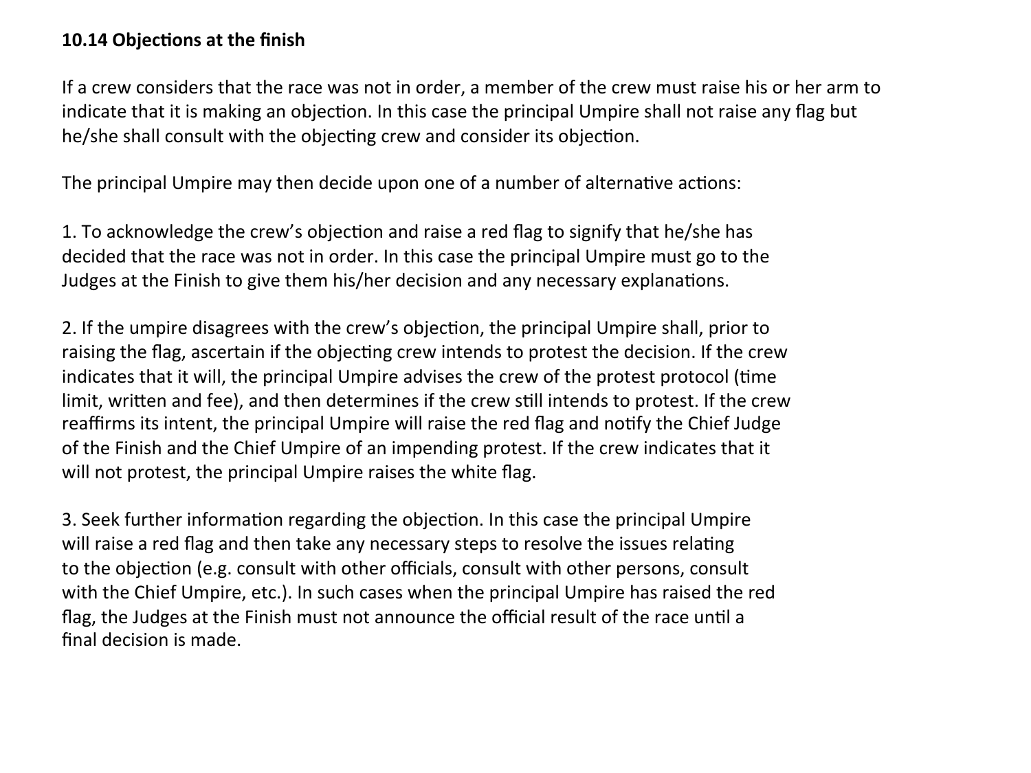**10.14 Objections at the finish**

If a crew considers that the race was not in order, a member of the crew must raise his or her arm to indicate that it is making an objection. In this case the principal Umpire shall not raise any flag but he/she shall consult with the objecting crew and consider its objection.

The principal Umpire may then decide upon one of a number of alternative actions:

1. To acknowledge the crew's objection and raise a red flag to signify that he/she has decided that the race was not in order. In this case the principal Umpire must go to the Judges at the Finish to give them his/her decision and any necessary explanations.

2. If the umpire disagrees with the crew's objection, the principal Umpire shall, prior to raising the flag, ascertain if the objecting crew intends to protest the decision. If the crew indicates that it will, the principal Umpire advises the crew of the protest protocol (time limit, written and fee), and then determines if the crew still intends to protest. If the crew reaffirms its intent, the principal Umpire will raise the red flag and notify the Chief Judge of the Finish and the Chief Umpire of an impending protest. If the crew indicates that it will not protest, the principal Umpire raises the white flag.

3. Seek further information regarding the objection. In this case the principal Umpire will raise a red flag and then take any necessary steps to resolve the issues relating to the objection (e.g. consult with other officials, consult with other persons, consult with the Chief Umpire, etc.). In such cases when the principal Umpire has raised the red flag, the Judges at the Finish must not announce the official result of the race until a final decision is made.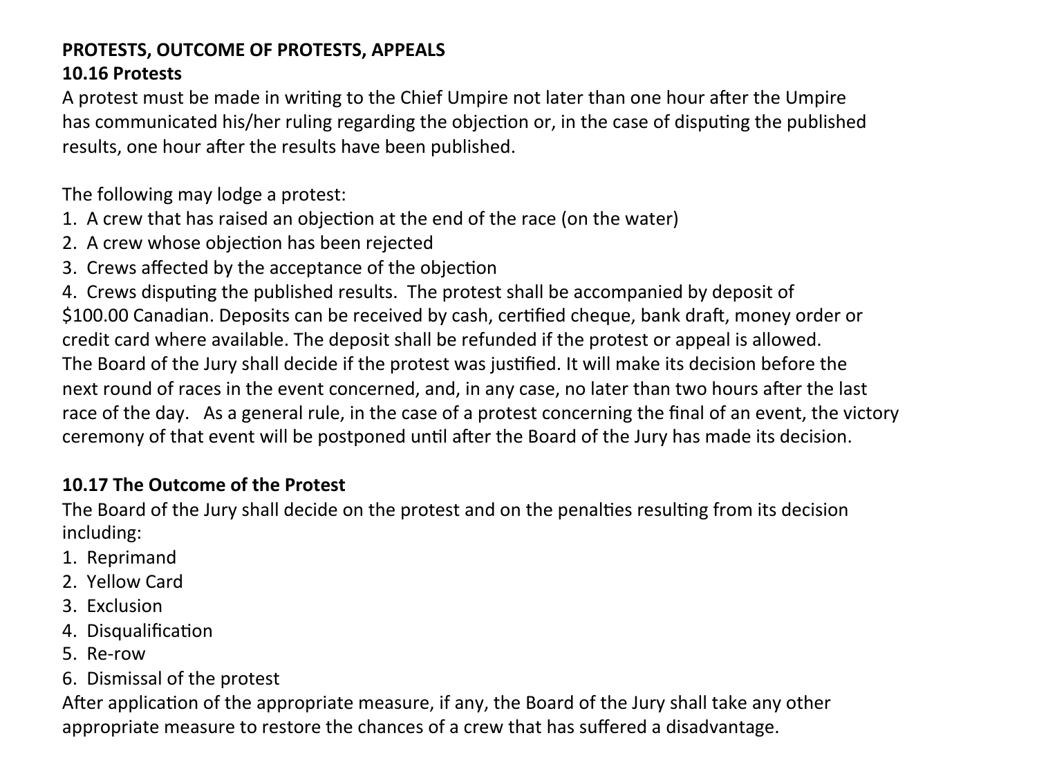**PROTESTS, OUTCOME OF PROTESTS, APPEALS**

**10.16 Protests**

A protest must be made in writing to the Chief Umpire not later than one hour after the Umpire has communicated his/her ruling regarding the objection or, in the case of disputing the published results, one hour after the results have been published.

The following may lodge a protest:

1. A crew that has raised an objection at the end of the race (on the water)
2. A crew whose objection has been rejected
3. Crews affected by the acceptance of the objection
4. Crews disputing the published results. The protest shall be accompanied by deposit of $100.00 Canadian. Deposits can be received by cash, certified cheque, bank draft, money order or credit card where available. The deposit shall be refunded if the protest or appeal is allowed.

The Board of the Jury shall decide if the protest was justified. It will make its decision before the next round of races in the event concerned, and, in any case, no later than two hours after the last race of the day. As a general rule, in the case of a protest concerning the final of an event, the victory ceremony of that event will be postponed until after the Board of the Jury has made its decision.

**10.17 The Outcome of the Protest**

The Board of the Jury shall decide on the protest and on the penalties resulting from its decision including:

1. Reprimand
2. Yellow Card
3. Exclusion
4. Disqualification
5. Re-row
6. Dismissal of the protest

After application of the appropriate measure, if any, the Board of the Jury shall take any other appropriate measure to restore the chances of a crew that has suffered a disadvantage.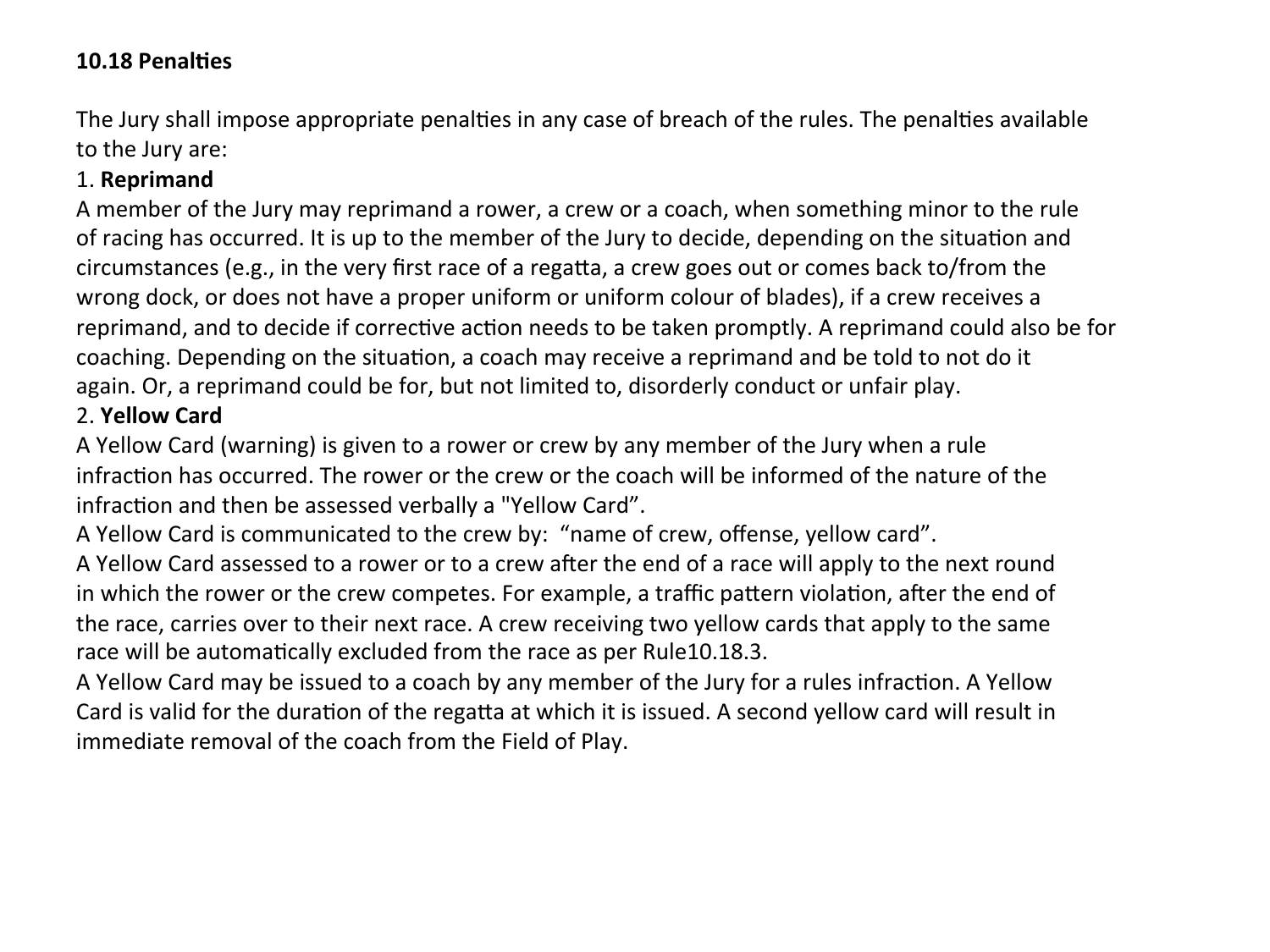**10.18 Penalties**

The Jury shall impose appropriate penalties in any case of breach of the rules. The penalties available to the Jury are:

1. **Reprimand**

A member of the Jury may reprimand a rower, a crew or a coach, when something minor to the rule of racing has occurred. It is up to the member of the Jury to decide, depending on the situation and circumstances (e.g., in the very first race of a regatta, a crew goes out or comes back to/from the wrong dock, or does not have a proper uniform or uniform colour of blades), if a crew receives a reprimand, and to decide if corrective action needs to be taken promptly. A reprimand could also be for coaching. Depending on the situation, a coach may receive a reprimand and be told to not do it again. Or, a reprimand could be for, but not limited to, disorderly conduct or unfair play.

2. **Yellow Card**

A Yellow Card (warning) is given to a rower or crew by any member of the Jury when a rule infraction has occurred. The rower or the crew or the coach will be informed of the nature of the infraction and then be assessed verbally a "Yellow Card".

A Yellow Card is communicated to the crew by: "name of crew, offense, yellow card".

A Yellow Card assessed to a rower or to a crew after the end of a race will apply to the next round in which the rower or the crew competes. For example, a traffic pattern violation, after the end of the race, carries over to their next race. A crew receiving two yellow cards that apply to the same race will be automatically excluded from the race as per Rule10.18.3.

A Yellow Card may be issued to a coach by any member of the Jury for a rules infraction. A Yellow Card is valid for the duration of the regatta at which it is issued. A second yellow card will result in immediate removal of the coach from the Field of Play.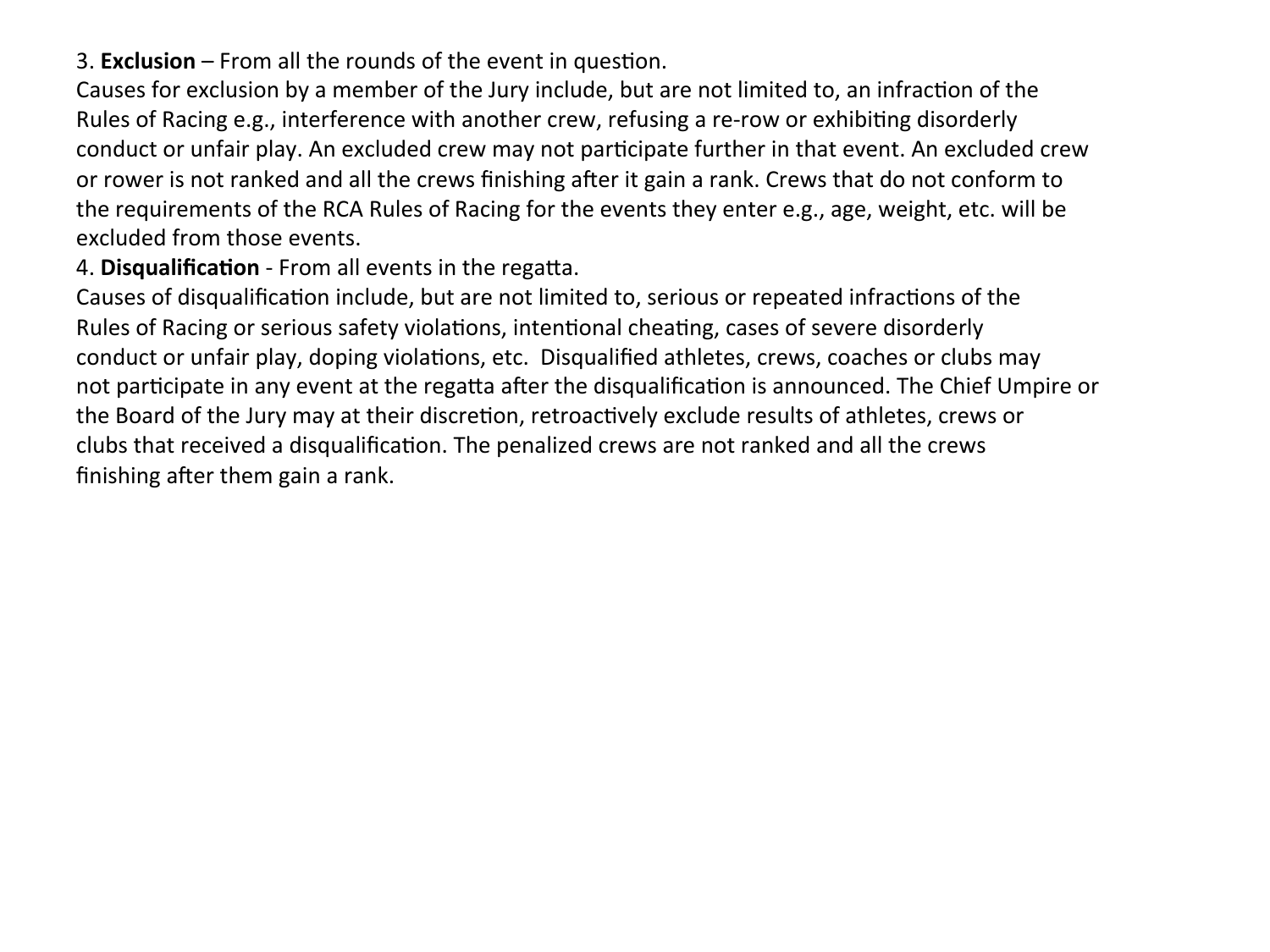3. **Exclusion** – From all the rounds of the event in question.
Causes for exclusion by a member of the Jury include, but are not limited to, an infraction of the Rules of Racing e.g., interference with another crew, refusing a re-row or exhibiting disorderly conduct or unfair play. An excluded crew may not participate further in that event. An excluded crew or rower is not ranked and all the crews finishing after it gain a rank. Crews that do not conform to the requirements of the RCA Rules of Racing for the events they enter e.g., age, weight, etc. will be excluded from those events.

4. **Disqualification** - From all events in the regatta.
Causes of disqualification include, but are not limited to, serious or repeated infractions of the Rules of Racing or serious safety violations, intentional cheating, cases of severe disorderly conduct or unfair play, doping violations, etc. Disqualified athletes, crews, coaches or clubs may not participate in any event at the regatta after the disqualification is announced. The Chief Umpire or the Board of the Jury may at their discretion, retroactively exclude results of athletes, crews or clubs that received a disqualification. The penalized crews are not ranked and all the crews finishing after them gain a rank.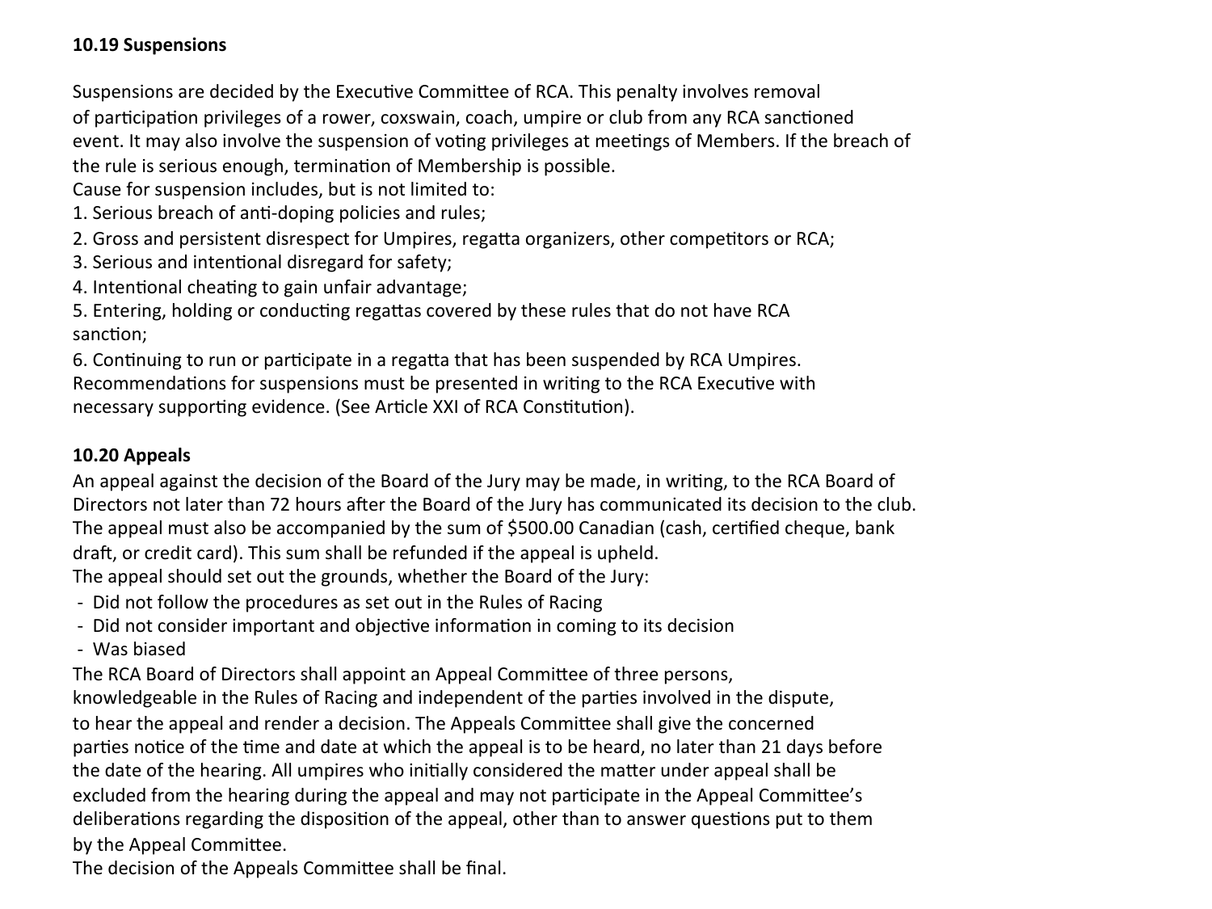**10.19 Suspensions**

Suspensions are decided by the Executive Committee of RCA. This penalty involves removal of participation privileges of a rower, coxswain, coach, umpire or club from any RCA sanctioned event. It may also involve the suspension of voting privileges at meetings of Members. If the breach of the rule is serious enough, termination of Membership is possible.
Cause for suspension includes, but is not limited to:

1. Serious breach of anti-doping policies and rules;
2. Gross and persistent disrespect for Umpires, regatta organizers, other competitors or RCA;
3. Serious and intentional disregard for safety;
4. Intentional cheating to gain unfair advantage;
5. Entering, holding or conducting regattas covered by these rules that do not have RCA sanction;
6. Continuing to run or participate in a regatta that has been suspended by RCA Umpires.

Recommendations for suspensions must be presented in writing to the RCA Executive with necessary supporting evidence. (See Article XXI of RCA Constitution).

**10.20 Appeals**

An appeal against the decision of the Board of the Jury may be made, in writing, to the RCA Board of Directors not later than 72 hours after the Board of the Jury has communicated its decision to the club. The appeal must also be accompanied by the sum of $500.00 Canadian (cash, certified cheque, bank draft, or credit card). This sum shall be refunded if the appeal is upheld.
The appeal should set out the grounds, whether the Board of the Jury:

- Did not follow the procedures as set out in the Rules of Racing
- Did not consider important and objective information in coming to its decision
- Was biased

The RCA Board of Directors shall appoint an Appeal Committee of three persons, knowledgeable in the Rules of Racing and independent of the parties involved in the dispute, to hear the appeal and render a decision. The Appeals Committee shall give the concerned parties notice of the time and date at which the appeal is to be heard, no later than 21 days before the date of the hearing. All umpires who initially considered the matter under appeal shall be excluded from the hearing during the appeal and may not participate in the Appeal Committee's deliberations regarding the disposition of the appeal, other than to answer questions put to them by the Appeal Committee.
The decision of the Appeals Committee shall be final.